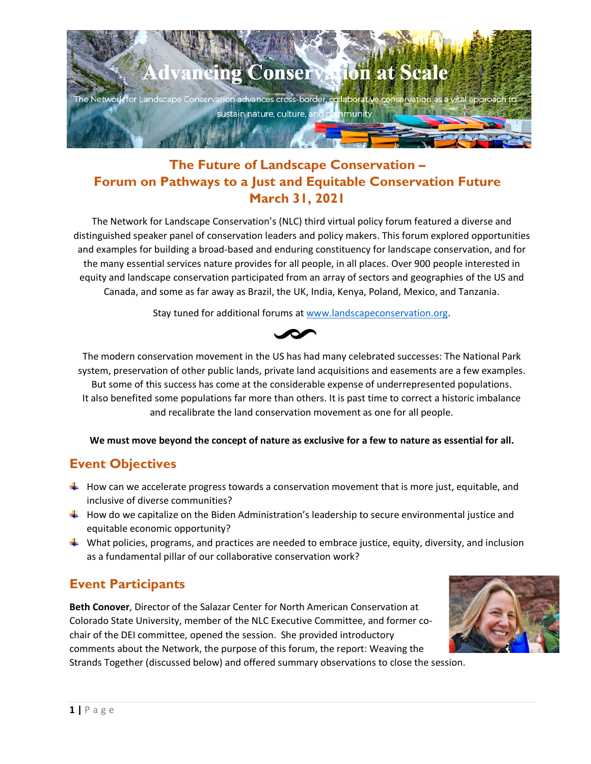# Advancing Conservation at Scale

The Network for Landscape Conservation advances cross-border, collaborative conservation as a vital approach to sustain nature, culture, and community.

## The Future of Landscape Conservation – Forum on Pathways to a Just and Equitable Conservation Future March 31, 2021

The Network for Landscape Conservation's (NLC) third virtual policy forum featured a diverse and distinguished speaker panel of conservation leaders and policy makers. This forum explored opportunities and examples for building a broad-based and enduring constituency for landscape conservation, and for the many essential services nature provides for all people, in all places. Over 900 people interested in equity and landscape conservation participated from an array of sectors and geographies of the US and Canada, and some as far away as Brazil, the UK, India, Kenya, Poland, Mexico, and Tanzania.

Stay tuned for additional forums at www.landscapeconservation.org.

The modern conservation movement in the US has had many celebrated successes: The National Park system, preservation of other public lands, private land acquisitions and easements are a few examples. But some of this success has come at the considerable expense of underrepresented populations. It also benefited some populations far more than others. It is past time to correct a historic imbalance and recalibrate the land conservation movement as one for all people.

**We must move beyond the concept of nature as exclusive for a few to nature as essential for all.**

## Event Objectives

- How can we accelerate progress towards a conservation movement that is more just, equitable, and inclusive of diverse communities?
- How do we capitalize on the Biden Administration's leadership to secure environmental justice and equitable economic opportunity?
- What policies, programs, and practices are needed to embrace justice, equity, diversity, and inclusion as a fundamental pillar of our collaborative conservation work?

## Event Participants

**Beth Conover**, Director of the Salazar Center for North American Conservation at Colorado State University, member of the NLC Executive Committee, and former co-chair of the DEI committee, opened the session. She provided introductory comments about the Network, the purpose of this forum, the report: Weaving the Strands Together (discussed below) and offered summary observations to close the session.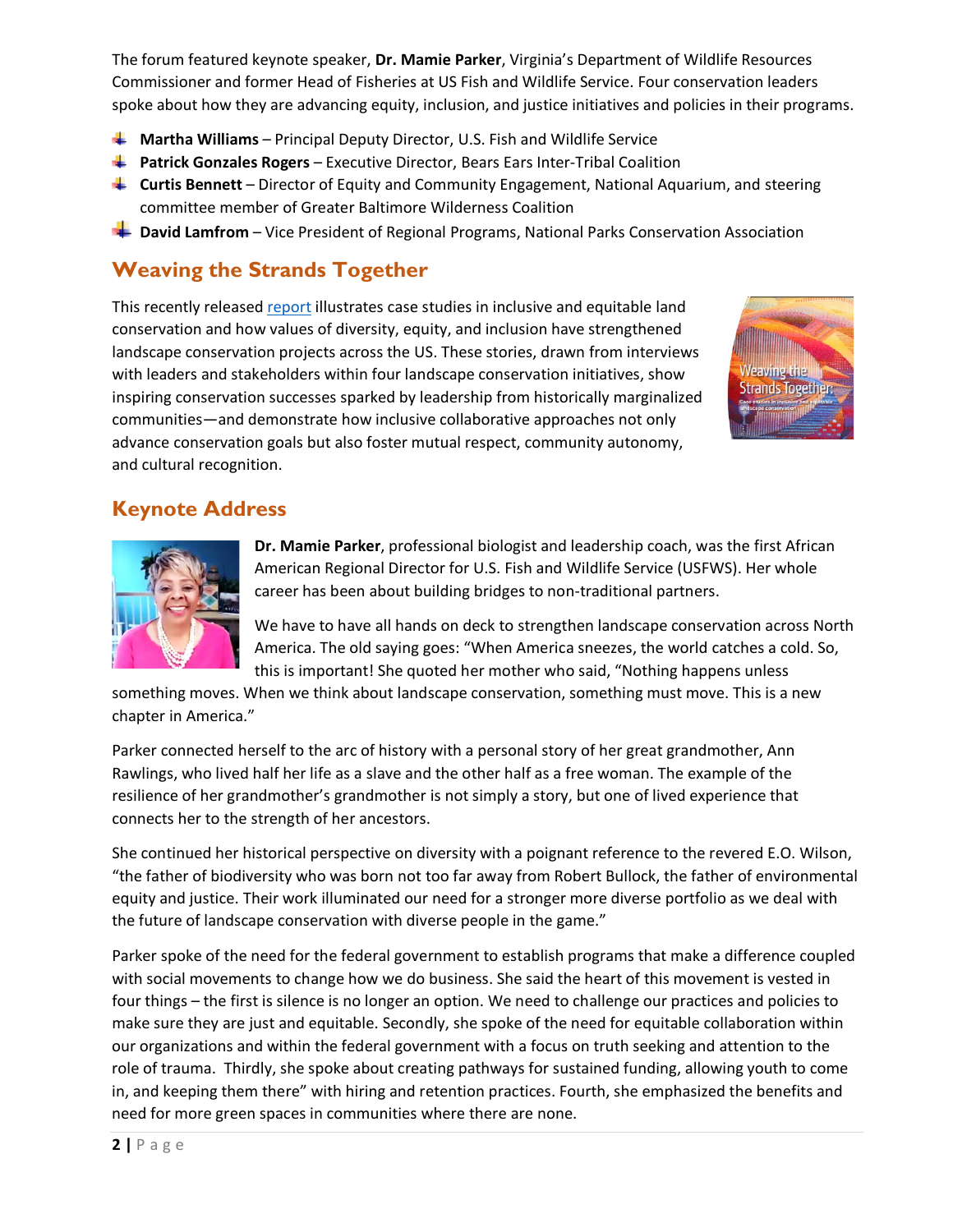The forum featured keynote speaker, **Dr. Mamie Parker**, Virginia's Department of Wildlife Resources Commissioner and former Head of Fisheries at US Fish and Wildlife Service. Four conservation leaders spoke about how they are advancing equity, inclusion, and justice initiatives and policies in their programs.

- **Martha Williams** – Principal Deputy Director, U.S. Fish and Wildlife Service
- **Patrick Gonzales Rogers** – Executive Director, Bears Ears Inter-Tribal Coalition
- **Curtis Bennett** – Director of Equity and Community Engagement, National Aquarium, and steering committee member of Greater Baltimore Wilderness Coalition
- **David Lamfrom** – Vice President of Regional Programs, National Parks Conservation Association

## Weaving the Strands Together

This recently released report illustrates case studies in inclusive and equitable land conservation and how values of diversity, equity, and inclusion have strengthened landscape conservation projects across the US. These stories, drawn from interviews with leaders and stakeholders within four landscape conservation initiatives, show inspiring conservation successes sparked by leadership from historically marginalized communities—and demonstrate how inclusive collaborative approaches not only advance conservation goals but also foster mutual respect, community autonomy, and cultural recognition.

## Keynote Address

**Dr. Mamie Parker**, professional biologist and leadership coach, was the first African American Regional Director for U.S. Fish and Wildlife Service (USFWS). Her whole career has been about building bridges to non-traditional partners.

We have to have all hands on deck to strengthen landscape conservation across North America. The old saying goes: "When America sneezes, the world catches a cold. So, this is important! She quoted her mother who said, "Nothing happens unless something moves. When we think about landscape conservation, something must move. This is a new chapter in America."

Parker connected herself to the arc of history with a personal story of her great grandmother, Ann Rawlings, who lived half her life as a slave and the other half as a free woman. The example of the resilience of her grandmother's grandmother is not simply a story, but one of lived experience that connects her to the strength of her ancestors.

She continued her historical perspective on diversity with a poignant reference to the revered E.O. Wilson, "the father of biodiversity who was born not too far away from Robert Bullock, the father of environmental equity and justice. Their work illuminated our need for a stronger more diverse portfolio as we deal with the future of landscape conservation with diverse people in the game."

Parker spoke of the need for the federal government to establish programs that make a difference coupled with social movements to change how we do business. She said the heart of this movement is vested in four things – the first is silence is no longer an option. We need to challenge our practices and policies to make sure they are just and equitable. Secondly, she spoke of the need for equitable collaboration within our organizations and within the federal government with a focus on truth seeking and attention to the role of trauma. Thirdly, she spoke about creating pathways for sustained funding, allowing youth to come in, and keeping them there" with hiring and retention practices. Fourth, she emphasized the benefits and need for more green spaces in communities where there are none.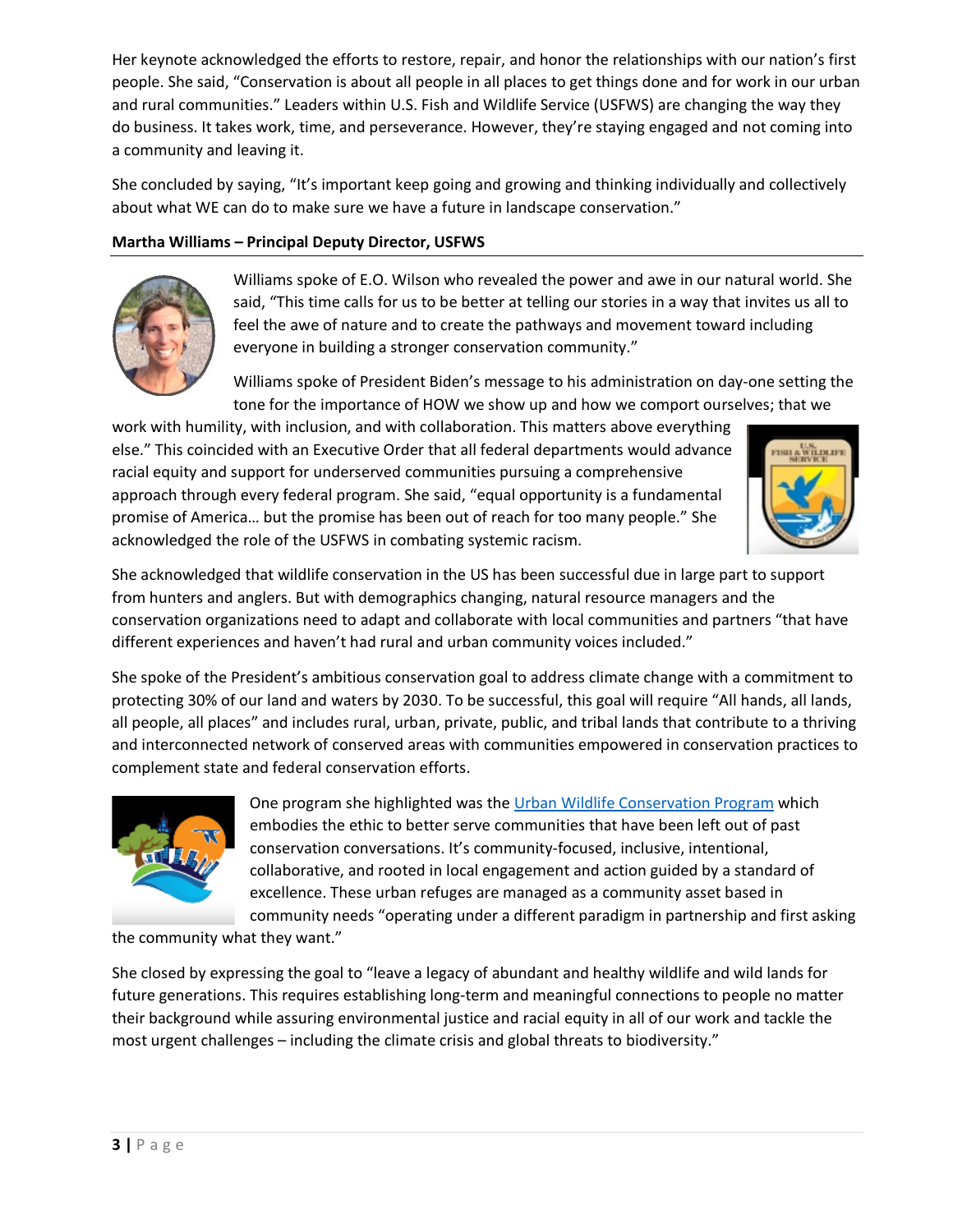Her keynote acknowledged the efforts to restore, repair, and honor the relationships with our nation's first people. She said, "Conservation is about all people in all places to get things done and for work in our urban and rural communities." Leaders within U.S. Fish and Wildlife Service (USFWS) are changing the way they do business. It takes work, time, and perseverance. However, they're staying engaged and not coming into a community and leaving it.

She concluded by saying, "It's important keep going and growing and thinking individually and collectively about what WE can do to make sure we have a future in landscape conservation."

**Martha Williams – Principal Deputy Director, USFWS**

Williams spoke of E.O. Wilson who revealed the power and awe in our natural world. She said, "This time calls for us to be better at telling our stories in a way that invites us all to feel the awe of nature and to create the pathways and movement toward including everyone in building a stronger conservation community."

Williams spoke of President Biden's message to his administration on day-one setting the tone for the importance of HOW we show up and how we comport ourselves; that we work with humility, with inclusion, and with collaboration. This matters above everything else." This coincided with an Executive Order that all federal departments would advance racial equity and support for underserved communities pursuing a comprehensive approach through every federal program. She said, "equal opportunity is a fundamental promise of America… but the promise has been out of reach for too many people." She acknowledged the role of the USFWS in combating systemic racism.

She acknowledged that wildlife conservation in the US has been successful due in large part to support from hunters and anglers. But with demographics changing, natural resource managers and the conservation organizations need to adapt and collaborate with local communities and partners "that have different experiences and haven't had rural and urban community voices included."

She spoke of the President's ambitious conservation goal to address climate change with a commitment to protecting 30% of our land and waters by 2030. To be successful, this goal will require "All hands, all lands, all people, all places" and includes rural, urban, private, public, and tribal lands that contribute to a thriving and interconnected network of conserved areas with communities empowered in conservation practices to complement state and federal conservation efforts.

One program she highlighted was the [Urban Wildlife Conservation Program] which embodies the ethic to better serve communities that have been left out of past conservation conversations. It's community-focused, inclusive, intentional, collaborative, and rooted in local engagement and action guided by a standard of excellence. These urban refuges are managed as a community asset based in community needs "operating under a different paradigm in partnership and first asking the community what they want."

She closed by expressing the goal to "leave a legacy of abundant and healthy wildlife and wild lands for future generations. This requires establishing long-term and meaningful connections to people no matter their background while assuring environmental justice and racial equity in all of our work and tackle the most urgent challenges – including the climate crisis and global threats to biodiversity."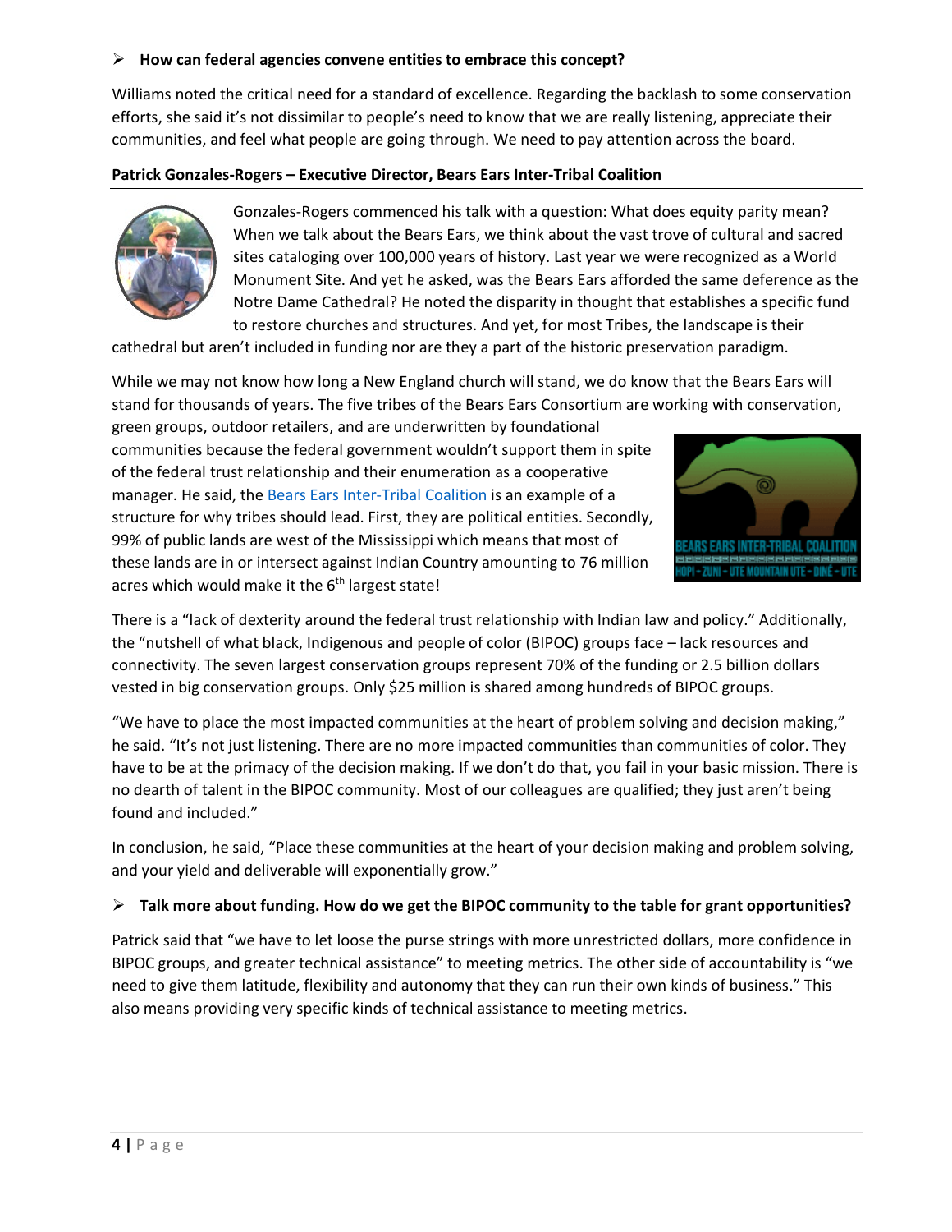- **How can federal agencies convene entities to embrace this concept?**

Williams noted the critical need for a standard of excellence. Regarding the backlash to some conservation efforts, she said it's not dissimilar to people's need to know that we are really listening, appreciate their communities, and feel what people are going through. We need to pay attention across the board.

**Patrick Gonzales-Rogers – Executive Director, Bears Ears Inter-Tribal Coalition**

Gonzales-Rogers commenced his talk with a question: What does equity parity mean? When we talk about the Bears Ears, we think about the vast trove of cultural and sacred sites cataloging over 100,000 years of history. Last year we were recognized as a World Monument Site. And yet he asked, was the Bears Ears afforded the same deference as the Notre Dame Cathedral? He noted the disparity in thought that establishes a specific fund to restore churches and structures. And yet, for most Tribes, the landscape is their cathedral but aren't included in funding nor are they a part of the historic preservation paradigm.

While we may not know how long a New England church will stand, we do know that the Bears Ears will stand for thousands of years. The five tribes of the Bears Ears Consortium are working with conservation, green groups, outdoor retailers, and are underwritten by foundational communities because the federal government wouldn't support them in spite of the federal trust relationship and their enumeration as a cooperative manager. He said, the Bears Ears Inter-Tribal Coalition is an example of a structure for why tribes should lead. First, they are political entities. Secondly, 99% of public lands are west of the Mississippi which means that most of these lands are in or intersect against Indian Country amounting to 76 million acres which would make it the 6th largest state!

There is a "lack of dexterity around the federal trust relationship with Indian law and policy." Additionally, the "nutshell of what black, Indigenous and people of color (BIPOC) groups face – lack resources and connectivity. The seven largest conservation groups represent 70% of the funding or 2.5 billion dollars vested in big conservation groups. Only $25 million is shared among hundreds of BIPOC groups.

"We have to place the most impacted communities at the heart of problem solving and decision making," he said. "It's not just listening. There are no more impacted communities than communities of color. They have to be at the primacy of the decision making. If we don't do that, you fail in your basic mission. There is no dearth of talent in the BIPOC community. Most of our colleagues are qualified; they just aren't being found and included."

In conclusion, he said, "Place these communities at the heart of your decision making and problem solving, and your yield and deliverable will exponentially grow."

- **Talk more about funding. How do we get the BIPOC community to the table for grant opportunities?**

Patrick said that "we have to let loose the purse strings with more unrestricted dollars, more confidence in BIPOC groups, and greater technical assistance" to meeting metrics. The other side of accountability is "we need to give them latitude, flexibility and autonomy that they can run their own kinds of business." This also means providing very specific kinds of technical assistance to meeting metrics.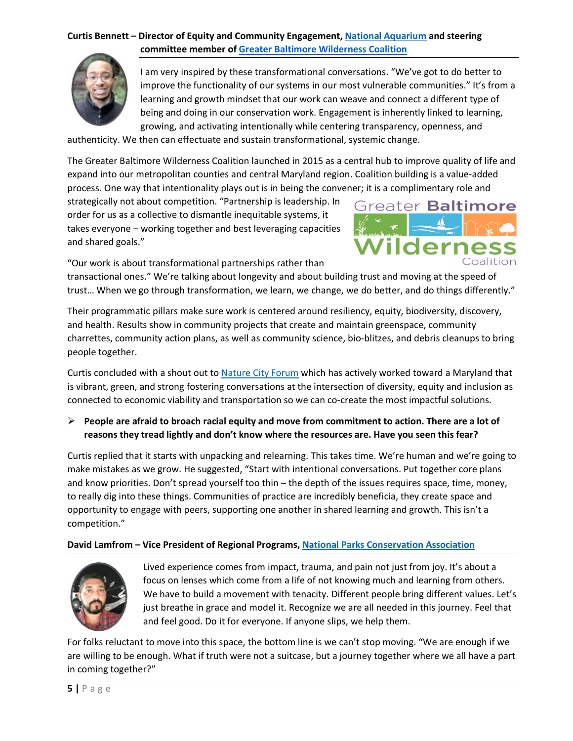**Curtis Bennett – Director of Equity and Community Engagement, National Aquarium and steering committee member of Greater Baltimore Wilderness Coalition**

I am very inspired by these transformational conversations. "We've got to do better to improve the functionality of our systems in our most vulnerable communities." It's from a learning and growth mindset that our work can weave and connect a different type of being and doing in our conservation work. Engagement is inherently linked to learning, growing, and activating intentionally while centering transparency, openness, and authenticity. We then can effectuate and sustain transformational, systemic change.

The Greater Baltimore Wilderness Coalition launched in 2015 as a central hub to improve quality of life and expand into our metropolitan counties and central Maryland region. Coalition building is a value-added process. One way that intentionality plays out is in being the convener; it is a complimentary role and strategically not about competition. "Partnership is leadership. In order for us as a collective to dismantle inequitable systems, it takes everyone – working together and best leveraging capacities and shared goals."

"Our work is about transformational partnerships rather than transactional ones." We're talking about longevity and about building trust and moving at the speed of trust… When we go through transformation, we learn, we change, we do better, and do things differently."

Their programmatic pillars make sure work is centered around resiliency, equity, biodiversity, discovery, and health. Results show in community projects that create and maintain greenspace, community charrettes, community action plans, as well as community science, bio-blitzes, and debris cleanups to bring people together.

Curtis concluded with a shout out to Nature City Forum which has actively worked toward a Maryland that is vibrant, green, and strong fostering conversations at the intersection of diversity, equity and inclusion as connected to economic viability and transportation so we can co-create the most impactful solutions.

- **People are afraid to broach racial equity and move from commitment to action. There are a lot of reasons they tread lightly and don't know where the resources are. Have you seen this fear?**

Curtis replied that it starts with unpacking and relearning. This takes time. We're human and we're going to make mistakes as we grow. He suggested, "Start with intentional conversations. Put together core plans and know priorities. Don't spread yourself too thin – the depth of the issues requires space, time, money, to really dig into these things. Communities of practice are incredibly beneficia, they create space and opportunity to engage with peers, supporting one another in shared learning and growth. This isn't a competition."

**David Lamfrom – Vice President of Regional Programs, National Parks Conservation Association**

Lived experience comes from impact, trauma, and pain not just from joy. It's about a focus on lenses which come from a life of not knowing much and learning from others. We have to build a movement with tenacity. Different people bring different values. Let's just breathe in grace and model it. Recognize we are all needed in this journey. Feel that and feel good. Do it for everyone. If anyone slips, we help them.

For folks reluctant to move into this space, the bottom line is we can't stop moving. "We are enough if we are willing to be enough. What if truth were not a suitcase, but a journey together where we all have a part in coming together?"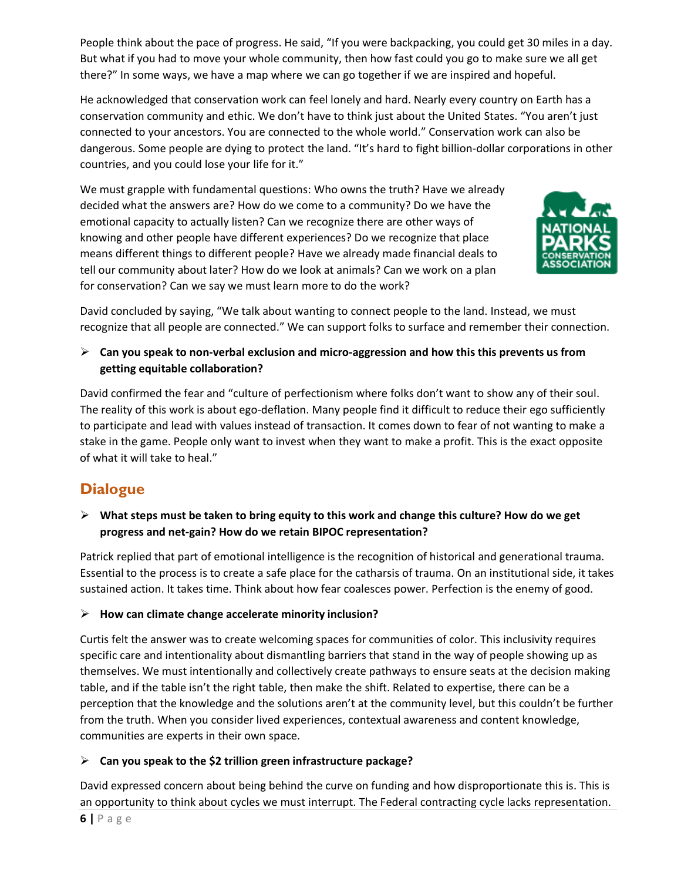People think about the pace of progress. He said, "If you were backpacking, you could get 30 miles in a day. But what if you had to move your whole community, then how fast could you go to make sure we all get there?" In some ways, we have a map where we can go together if we are inspired and hopeful.

He acknowledged that conservation work can feel lonely and hard. Nearly every country on Earth has a conservation community and ethic. We don't have to think just about the United States. "You aren't just connected to your ancestors. You are connected to the whole world." Conservation work can also be dangerous. Some people are dying to protect the land. "It's hard to fight billion-dollar corporations in other countries, and you could lose your life for it."

We must grapple with fundamental questions: Who owns the truth? Have we already decided what the answers are? How do we come to a community? Do we have the emotional capacity to actually listen? Can we recognize there are other ways of knowing and other people have different experiences? Do we recognize that place means different things to different people? Have we already made financial deals to tell our community about later? How do we look at animals? Can we work on a plan for conservation? Can we say we must learn more to do the work?

David concluded by saying, "We talk about wanting to connect people to the land. Instead, we must recognize that all people are connected." We can support folks to surface and remember their connection.

- **Can you speak to non-verbal exclusion and micro-aggression and how this this prevents us from getting equitable collaboration?**

David confirmed the fear and "culture of perfectionism where folks don't want to show any of their soul. The reality of this work is about ego-deflation. Many people find it difficult to reduce their ego sufficiently to participate and lead with values instead of transaction. It comes down to fear of not wanting to make a stake in the game. People only want to invest when they want to make a profit. This is the exact opposite of what it will take to heal."

## Dialogue

- **What steps must be taken to bring equity to this work and change this culture? How do we get progress and net-gain? How do we retain BIPOC representation?**

Patrick replied that part of emotional intelligence is the recognition of historical and generational trauma. Essential to the process is to create a safe place for the catharsis of trauma. On an institutional side, it takes sustained action. It takes time. Think about how fear coalesces power. Perfection is the enemy of good.

- **How can climate change accelerate minority inclusion?**

Curtis felt the answer was to create welcoming spaces for communities of color. This inclusivity requires specific care and intentionality about dismantling barriers that stand in the way of people showing up as themselves. We must intentionally and collectively create pathways to ensure seats at the decision making table, and if the table isn't the right table, then make the shift. Related to expertise, there can be a perception that the knowledge and the solutions aren't at the community level, but this couldn't be further from the truth. When you consider lived experiences, contextual awareness and content knowledge, communities are experts in their own space.

- **Can you speak to the $2 trillion green infrastructure package?**

David expressed concern about being behind the curve on funding and how disproportionate this is. This is an opportunity to think about cycles we must interrupt. The Federal contracting cycle lacks representation.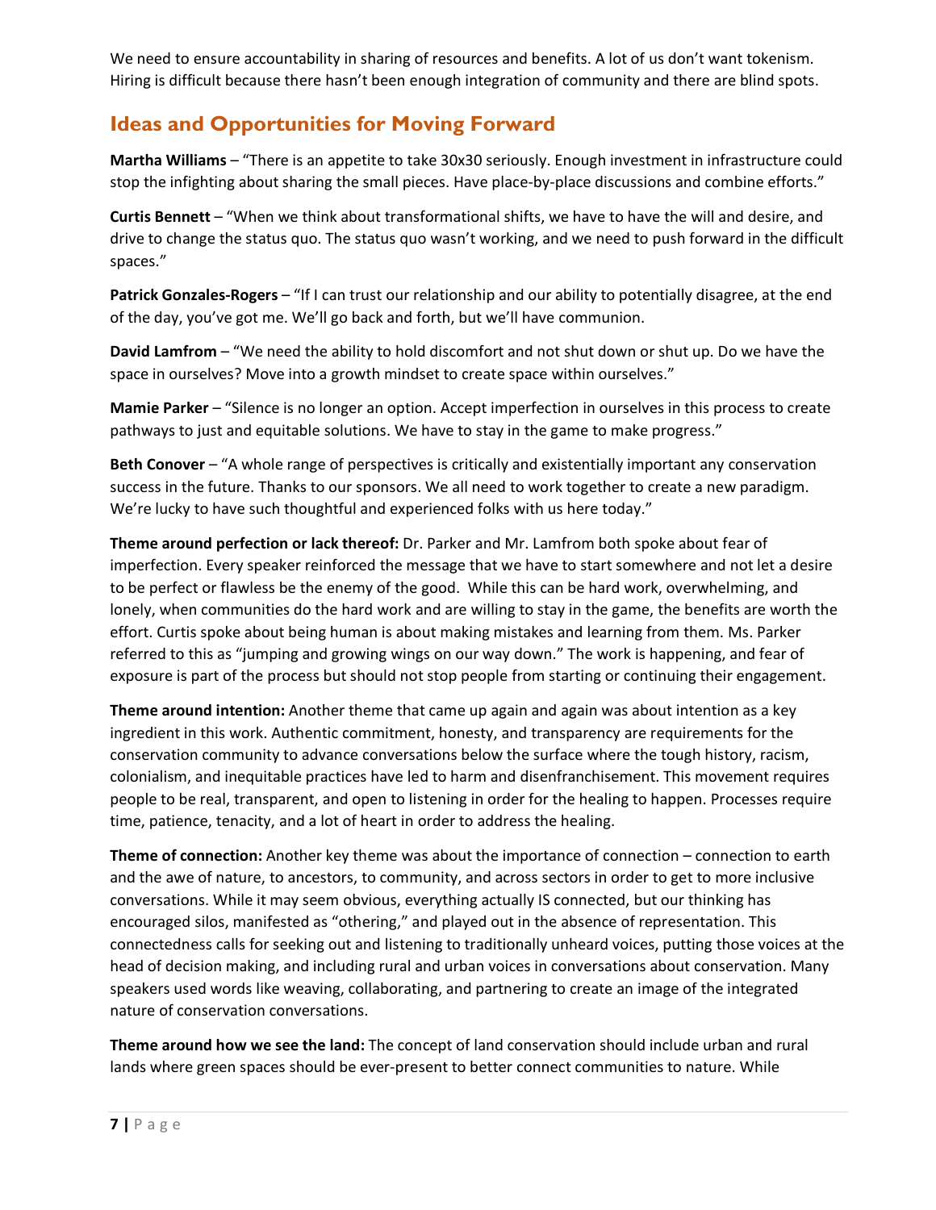We need to ensure accountability in sharing of resources and benefits. A lot of us don't want tokenism. Hiring is difficult because there hasn't been enough integration of community and there are blind spots.

## Ideas and Opportunities for Moving Forward

**Martha Williams** – "There is an appetite to take 30x30 seriously. Enough investment in infrastructure could stop the infighting about sharing the small pieces. Have place-by-place discussions and combine efforts."

**Curtis Bennett** – "When we think about transformational shifts, we have to have the will and desire, and drive to change the status quo. The status quo wasn't working, and we need to push forward in the difficult spaces."

**Patrick Gonzales-Rogers** – "If I can trust our relationship and our ability to potentially disagree, at the end of the day, you've got me. We'll go back and forth, but we'll have communion.

**David Lamfrom** – "We need the ability to hold discomfort and not shut down or shut up. Do we have the space in ourselves? Move into a growth mindset to create space within ourselves."

**Mamie Parker** – "Silence is no longer an option. Accept imperfection in ourselves in this process to create pathways to just and equitable solutions. We have to stay in the game to make progress."

**Beth Conover** – "A whole range of perspectives is critically and existentially important any conservation success in the future. Thanks to our sponsors. We all need to work together to create a new paradigm. We're lucky to have such thoughtful and experienced folks with us here today."

**Theme around perfection or lack thereof:** Dr. Parker and Mr. Lamfrom both spoke about fear of imperfection. Every speaker reinforced the message that we have to start somewhere and not let a desire to be perfect or flawless be the enemy of the good. While this can be hard work, overwhelming, and lonely, when communities do the hard work and are willing to stay in the game, the benefits are worth the effort. Curtis spoke about being human is about making mistakes and learning from them. Ms. Parker referred to this as "jumping and growing wings on our way down." The work is happening, and fear of exposure is part of the process but should not stop people from starting or continuing their engagement.

**Theme around intention:** Another theme that came up again and again was about intention as a key ingredient in this work. Authentic commitment, honesty, and transparency are requirements for the conservation community to advance conversations below the surface where the tough history, racism, colonialism, and inequitable practices have led to harm and disenfranchisement. This movement requires people to be real, transparent, and open to listening in order for the healing to happen. Processes require time, patience, tenacity, and a lot of heart in order to address the healing.

**Theme of connection:** Another key theme was about the importance of connection – connection to earth and the awe of nature, to ancestors, to community, and across sectors in order to get to more inclusive conversations. While it may seem obvious, everything actually IS connected, but our thinking has encouraged silos, manifested as "othering," and played out in the absence of representation. This connectedness calls for seeking out and listening to traditionally unheard voices, putting those voices at the head of decision making, and including rural and urban voices in conversations about conservation. Many speakers used words like weaving, collaborating, and partnering to create an image of the integrated nature of conservation conversations.

**Theme around how we see the land:** The concept of land conservation should include urban and rural lands where green spaces should be ever-present to better connect communities to nature. While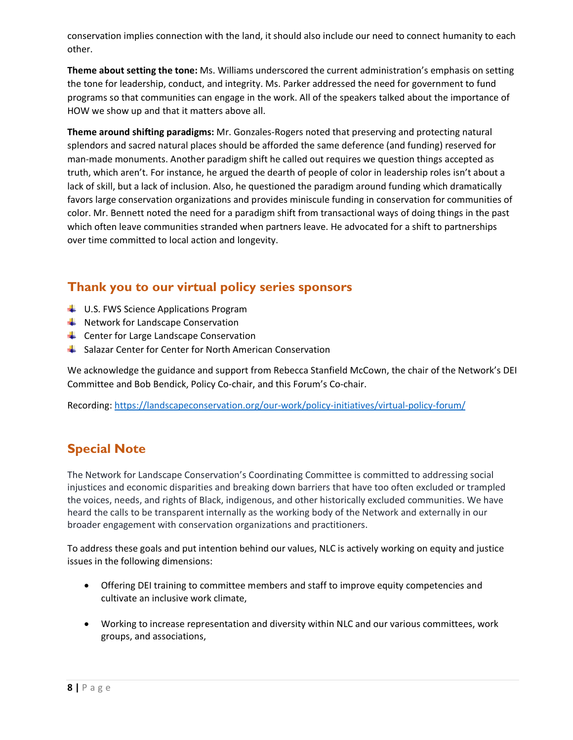conservation implies connection with the land, it should also include our need to connect humanity to each other.

**Theme about setting the tone:** Ms. Williams underscored the current administration's emphasis on setting the tone for leadership, conduct, and integrity. Ms. Parker addressed the need for government to fund programs so that communities can engage in the work. All of the speakers talked about the importance of HOW we show up and that it matters above all.

**Theme around shifting paradigms:** Mr. Gonzales-Rogers noted that preserving and protecting natural splendors and sacred natural places should be afforded the same deference (and funding) reserved for man-made monuments. Another paradigm shift he called out requires we question things accepted as truth, which aren't. For instance, he argued the dearth of people of color in leadership roles isn't about a lack of skill, but a lack of inclusion. Also, he questioned the paradigm around funding which dramatically favors large conservation organizations and provides miniscule funding in conservation for communities of color. Mr. Bennett noted the need for a paradigm shift from transactional ways of doing things in the past which often leave communities stranded when partners leave. He advocated for a shift to partnerships over time committed to local action and longevity.

## Thank you to our virtual policy series sponsors

- U.S. FWS Science Applications Program
- Network for Landscape Conservation
- Center for Large Landscape Conservation
- Salazar Center for Center for North American Conservation

We acknowledge the guidance and support from Rebecca Stanfield McCown, the chair of the Network's DEI Committee and Bob Bendick, Policy Co-chair, and this Forum's Co-chair.

Recording: https://landscapeconservation.org/our-work/policy-initiatives/virtual-policy-forum/

## Special Note

The Network for Landscape Conservation's Coordinating Committee is committed to addressing social injustices and economic disparities and breaking down barriers that have too often excluded or trampled the voices, needs, and rights of Black, indigenous, and other historically excluded communities. We have heard the calls to be transparent internally as the working body of the Network and externally in our broader engagement with conservation organizations and practitioners.

To address these goals and put intention behind our values, NLC is actively working on equity and justice issues in the following dimensions:

- Offering DEI training to committee members and staff to improve equity competencies and cultivate an inclusive work climate,
- Working to increase representation and diversity within NLC and our various committees, work groups, and associations,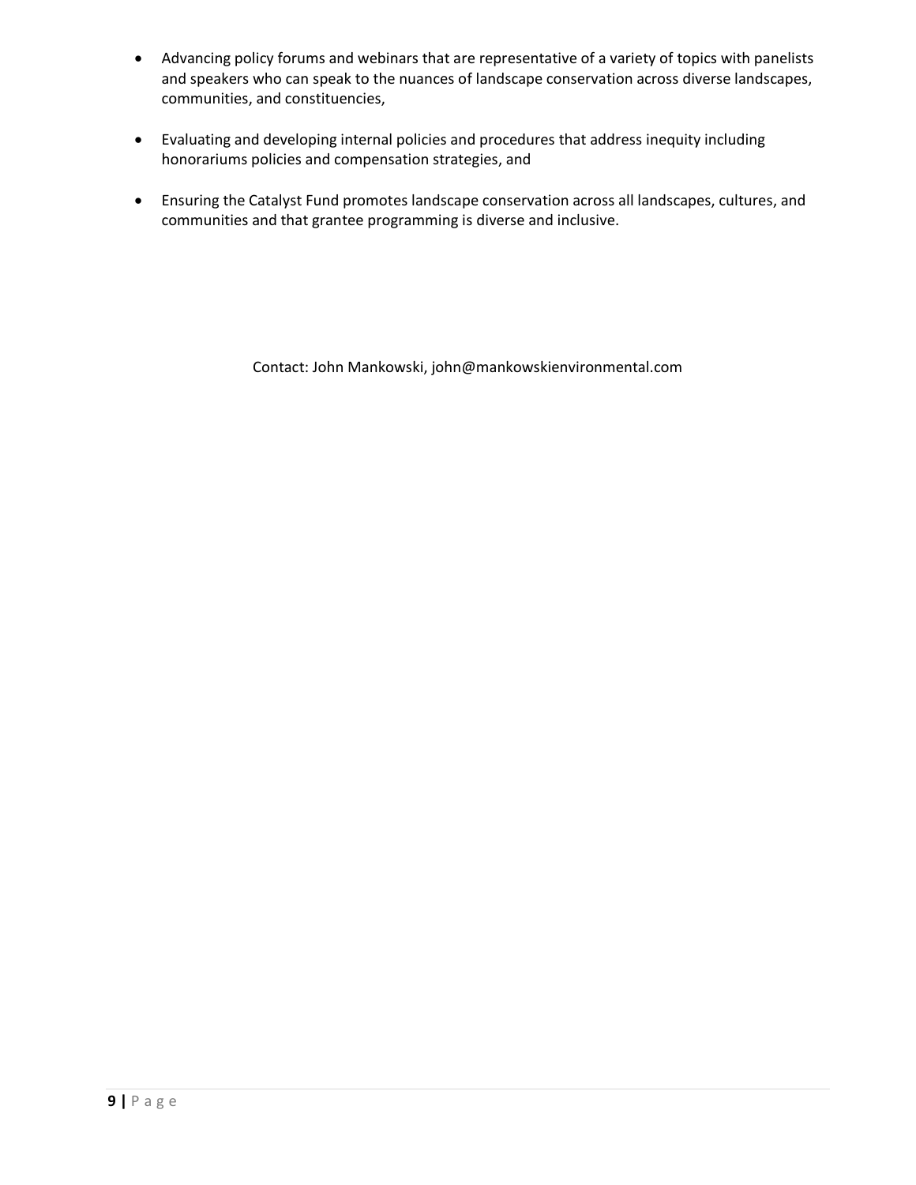- Advancing policy forums and webinars that are representative of a variety of topics with panelists and speakers who can speak to the nuances of landscape conservation across diverse landscapes, communities, and constituencies,

- Evaluating and developing internal policies and procedures that address inequity including honorariums policies and compensation strategies, and

- Ensuring the Catalyst Fund promotes landscape conservation across all landscapes, cultures, and communities and that grantee programming is diverse and inclusive.

Contact: John Mankowski, john@mankowskienvironmental.com